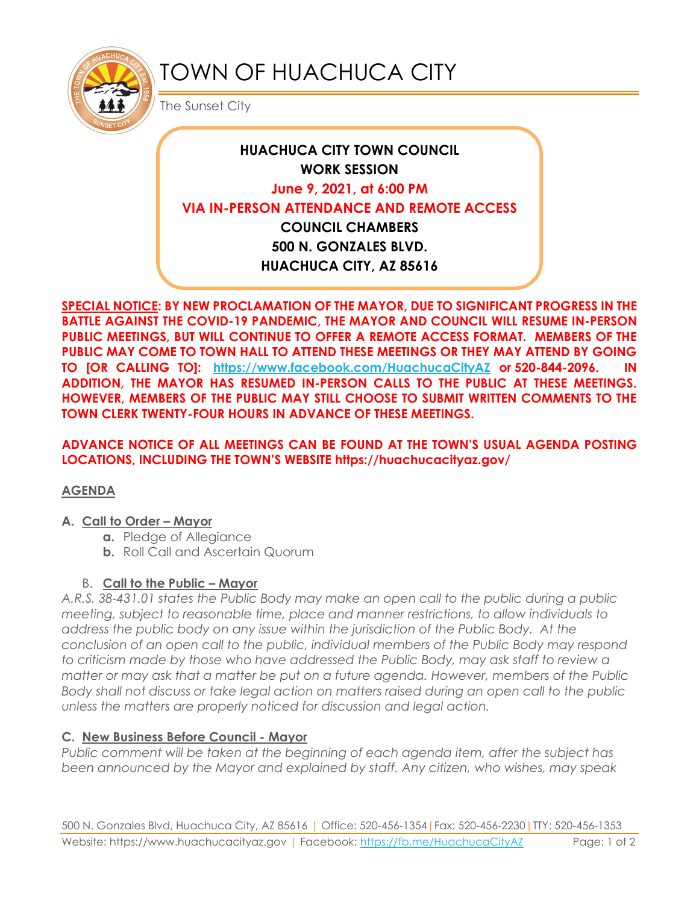# TOWN OF HUACHUCA CITY

The Sunset City

**HUACHUCA CITY TOWN COUNCIL**
**WORK SESSION**
**June 9, 2021, at 6:00 PM**
**VIA IN-PERSON ATTENDANCE AND REMOTE ACCESS**
**COUNCIL CHAMBERS**
**500 N. GONZALES BLVD.**
**HUACHUCA CITY, AZ 85616**

**SPECIAL NOTICE: BY NEW PROCLAMATION OF THE MAYOR, DUE TO SIGNIFICANT PROGRESS IN THE BATTLE AGAINST THE COVID-19 PANDEMIC, THE MAYOR AND COUNCIL WILL RESUME IN-PERSON PUBLIC MEETINGS, BUT WILL CONTINUE TO OFFER A REMOTE ACCESS FORMAT. MEMBERS OF THE PUBLIC MAY COME TO TOWN HALL TO ATTEND THESE MEETINGS OR THEY MAY ATTEND BY GOING TO [OR CALLING TO]: https://www.facebook.com/HuachucaCityAZ or 520-844-2096. IN ADDITION, THE MAYOR HAS RESUMED IN-PERSON CALLS TO THE PUBLIC AT THESE MEETINGS. HOWEVER, MEMBERS OF THE PUBLIC MAY STILL CHOOSE TO SUBMIT WRITTEN COMMENTS TO THE TOWN CLERK TWENTY-FOUR HOURS IN ADVANCE OF THESE MEETINGS.**

**ADVANCE NOTICE OF ALL MEETINGS CAN BE FOUND AT THE TOWN'S USUAL AGENDA POSTING LOCATIONS, INCLUDING THE TOWN'S WEBSITE https://huachucacityaz.gov/**

## AGENDA

### A. Call to Order – Mayor

a. Pledge of Allegiance
b. Roll Call and Ascertain Quorum

### B. Call to the Public – Mayor

*A.R.S. 38-431.01 states the Public Body may make an open call to the public during a public meeting, subject to reasonable time, place and manner restrictions, to allow individuals to address the public body on any issue within the jurisdiction of the Public Body. At the conclusion of an open call to the public, individual members of the Public Body may respond to criticism made by those who have addressed the Public Body, may ask staff to review a matter or may ask that a matter be put on a future agenda. However, members of the Public Body shall not discuss or take legal action on matters raised during an open call to the public unless the matters are properly noticed for discussion and legal action.*

### C. New Business Before Council - Mayor

*Public comment will be taken at the beginning of each agenda item, after the subject has been announced by the Mayor and explained by staff. Any citizen, who wishes, may speak*

500 N. Gonzales Blvd, Huachuca City, AZ 85616 | Office: 520-456-1354 | Fax: 520-456-2230 | TTY: 520-456-1353
Website: https://www.huachucacityaz.gov | Facebook: https://fb.me/HuachucaCityAZ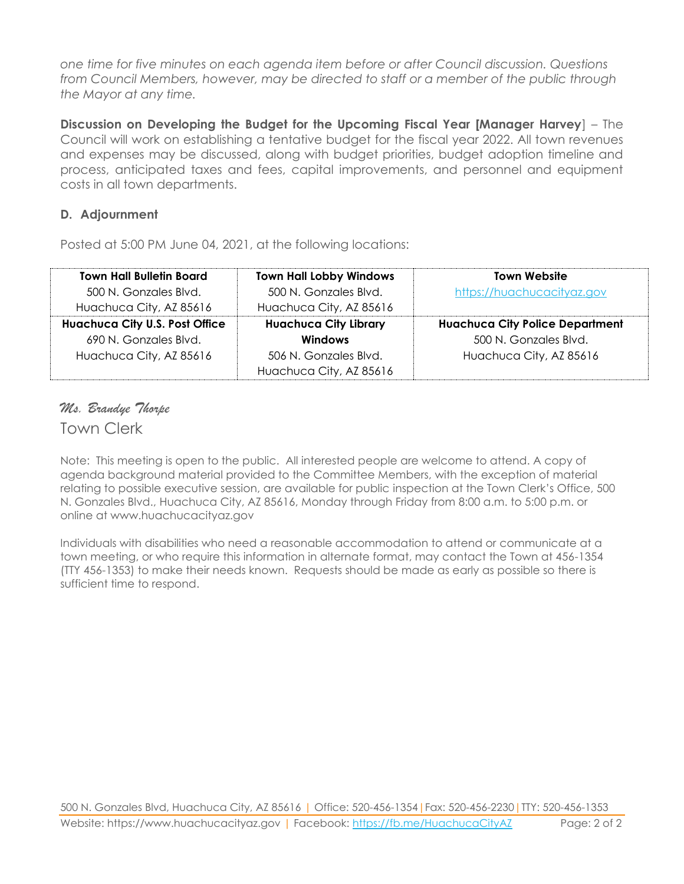*one time for five minutes on each agenda item before or after Council discussion. Questions from Council Members, however, may be directed to staff or a member of the public through the Mayor at any time.*

**Discussion on Developing the Budget for the Upcoming Fiscal Year [Manager Harvey**] – The Council will work on establishing a tentative budget for the fiscal year 2022. All town revenues and expenses may be discussed, along with budget priorities, budget adoption timeline and process, anticipated taxes and fees, capital improvements, and personnel and equipment costs in all town departments.

**D. Adjournment**

Posted at 5:00 PM June 04, 2021, at the following locations:

| | | |
|---|---|---|
| **Town Hall Bulletin Board**<br>500 N. Gonzales Blvd.<br>Huachuca City, AZ 85616 | **Town Hall Lobby Windows**<br>500 N. Gonzales Blvd.<br>Huachuca City, AZ 85616 | **Town Website**<br>https://huachucacityaz.gov |
| **Huachuca City U.S. Post Office**<br>690 N. Gonzales Blvd.<br>Huachuca City, AZ 85616 | **Huachuca City Library Windows**<br>506 N. Gonzales Blvd.<br>Huachuca City, AZ 85616 | **Huachuca City Police Department**<br>500 N. Gonzales Blvd.<br>Huachuca City, AZ 85616 |

*Ms. Brandye Thorpe*
Town Clerk

Note: This meeting is open to the public. All interested people are welcome to attend. A copy of agenda background material provided to the Committee Members, with the exception of material relating to possible executive session, are available for public inspection at the Town Clerk's Office, 500 N. Gonzales Blvd., Huachuca City, AZ 85616, Monday through Friday from 8:00 a.m. to 5:00 p.m. or online at www.huachucacityaz.gov

Individuals with disabilities who need a reasonable accommodation to attend or communicate at a town meeting, or who require this information in alternate format, may contact the Town at 456-1354 (TTY 456-1353) to make their needs known. Requests should be made as early as possible so there is sufficient time to respond.